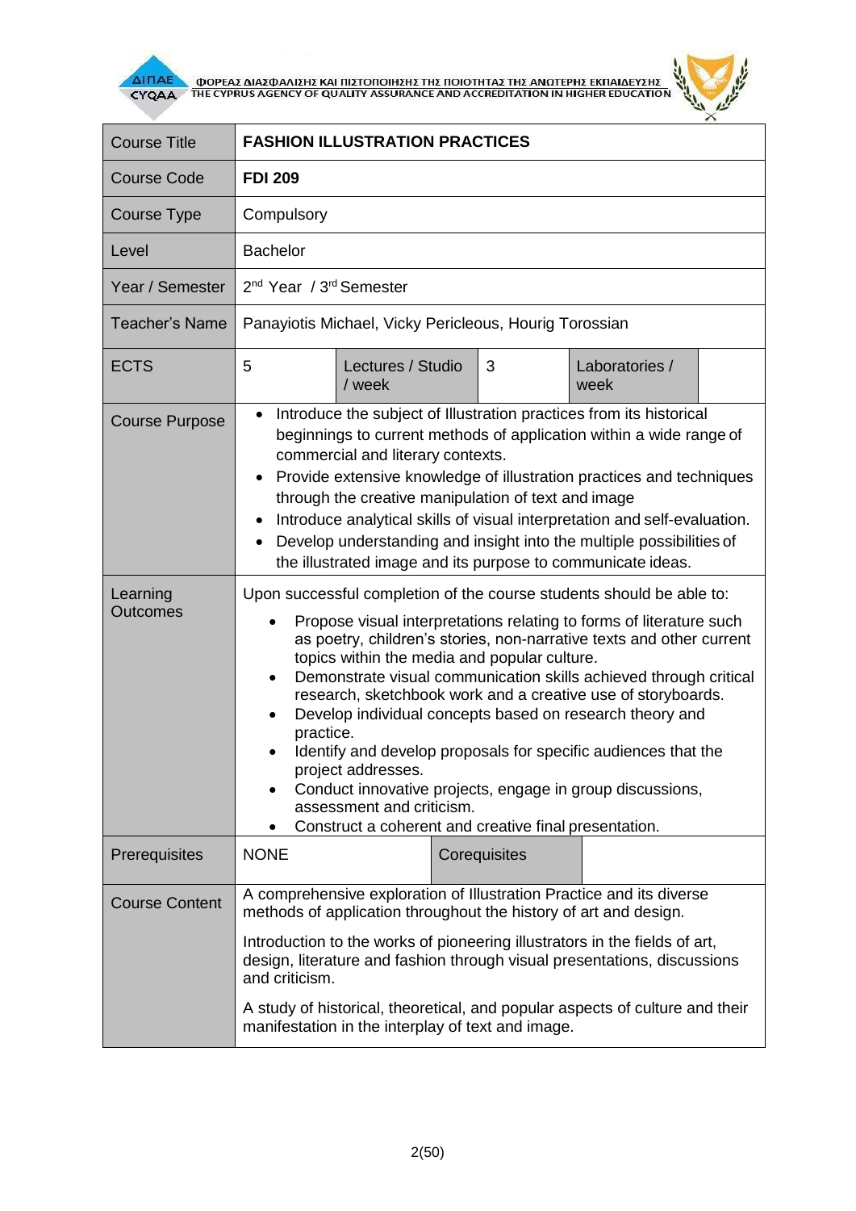| Course Title | **FASHION ILLUSTRATION PRACTICES** | | | | |
|---|---|---|---|---|---|
| Course Code | **FDI 209** | | | | |
| Course Type | Compulsory | | | | |
| Level | Bachelor | | | | |
| Year / Semester | 2nd Year / 3rd Semester | | | | |
| Teacher's Name | Panayiotis Michael, Vicky Pericleous, Hourig Torossian | | | | |
| ECTS | 5 | Lectures / Studio / week | 3 | Laboratories / week | |
| Course Purpose | • Introduce the subject of Illustration practices from its historical beginnings to current methods of application within a wide range of commercial and literary contexts.<br>• Provide extensive knowledge of illustration practices and techniques through the creative manipulation of text and image<br>• Introduce analytical skills of visual interpretation and self-evaluation.<br>• Develop understanding and insight into the multiple possibilities of the illustrated image and its purpose to communicate ideas. | | | | |
| Learning Outcomes | Upon successful completion of the course students should be able to:<br>• Propose visual interpretations relating to forms of literature such as poetry, children's stories, non-narrative texts and other current topics within the media and popular culture.<br>• Demonstrate visual communication skills achieved through critical research, sketchbook work and a creative use of storyboards.<br>• Develop individual concepts based on research theory and practice.<br>• Identify and develop proposals for specific audiences that the project addresses.<br>• Conduct innovative projects, engage in group discussions, assessment and criticism.<br>• Construct a coherent and creative final presentation. | | | | |
| Prerequisites | NONE | | Corequisites | | |
| Course Content | A comprehensive exploration of Illustration Practice and its diverse methods of application throughout the history of art and design.<br><br>Introduction to the works of pioneering illustrators in the fields of art, design, literature and fashion through visual presentations, discussions and criticism.<br><br>A study of historical, theoretical, and popular aspects of culture and their manifestation in the interplay of text and image. | | | | |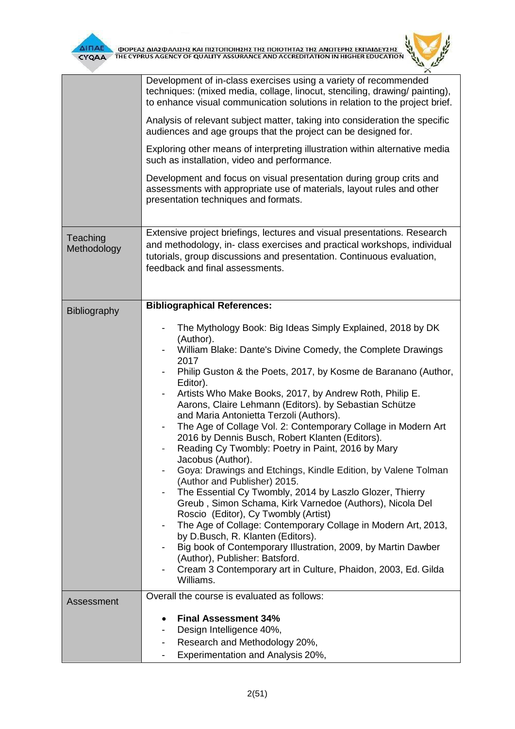| | |
|---|---|
| | Development of in-class exercises using a variety of recommended techniques: (mixed media, collage, linocut, stenciling, drawing/ painting), to enhance visual communication solutions in relation to the project brief.<br><br>Analysis of relevant subject matter, taking into consideration the specific audiences and age groups that the project can be designed for.<br><br>Exploring other means of interpreting illustration within alternative media such as installation, video and performance.<br><br>Development and focus on visual presentation during group crits and assessments with appropriate use of materials, layout rules and other presentation techniques and formats. |
| Teaching Methodology | Extensive project briefings, lectures and visual presentations. Research and methodology, in- class exercises and practical workshops, individual tutorials, group discussions and presentation. Continuous evaluation, feedback and final assessments. |
| Bibliography | **Bibliographical References:**<br><br>- The Mythology Book: Big Ideas Simply Explained, 2018 by DK (Author).<br>- William Blake: Dante's Divine Comedy, the Complete Drawings 2017<br>- Philip Guston & the Poets, 2017, by Kosme de Baranano (Author, Editor).<br>- Artists Who Make Books, 2017, by Andrew Roth, Philip E. Aarons, Claire Lehmann (Editors). by Sebastian Schütze and Maria Antonietta Terzoli (Authors).<br>- The Age of Collage Vol. 2: Contemporary Collage in Modern Art 2016 by Dennis Busch, Robert Klanten (Editors).<br>- Reading Cy Twombly: Poetry in Paint, 2016 by Mary Jacobus (Author).<br>- Goya: Drawings and Etchings, Kindle Edition, by Valene Tolman (Author and Publisher) 2015.<br>- The Essential Cy Twombly, 2014 by Laszlo Glozer, Thierry Greub , Simon Schama, Kirk Varnedoe (Authors), Nicola Del Roscio (Editor), Cy Twombly (Artist)<br>- The Age of Collage: Contemporary Collage in Modern Art, 2013, by D.Busch, R. Klanten (Editors).<br>- Big book of Contemporary Illustration, 2009, by Martin Dawber (Author), Publisher: Batsford.<br>- Cream 3 Contemporary art in Culture, Phaidon, 2003, Ed. Gilda Williams. |
| Assessment | Overall the course is evaluated as follows:<br><br>• **Final Assessment 34%**<br>- Design Intelligence 40%,<br>- Research and Methodology 20%,<br>- Experimentation and Analysis 20%, |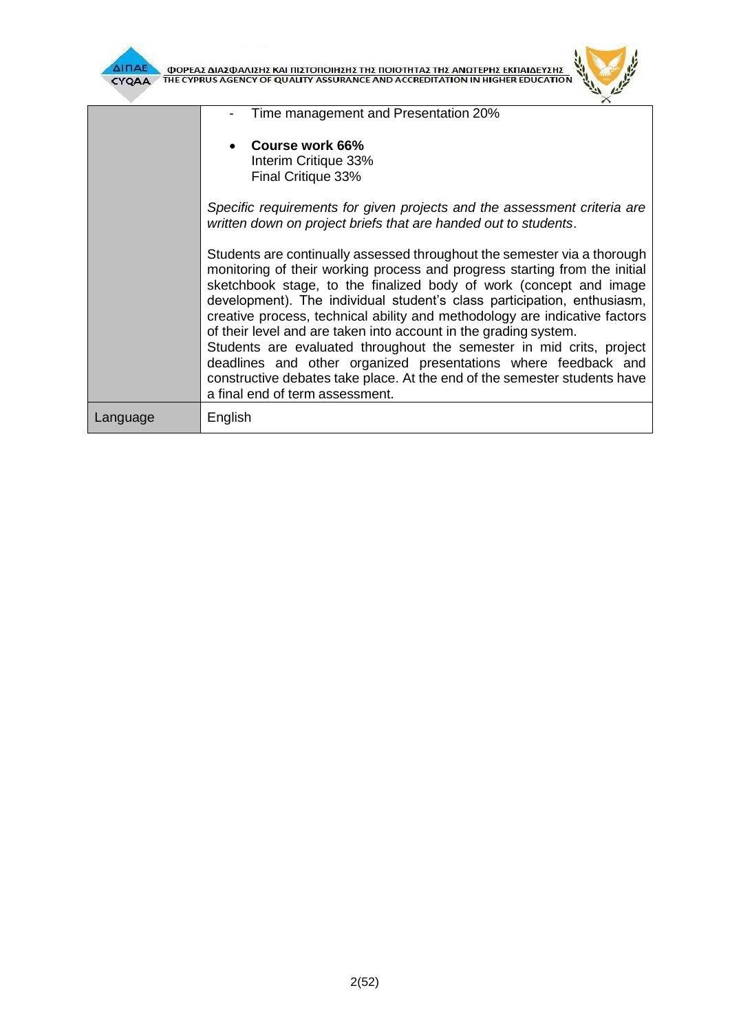| | |
|---|---|
| | - Time management and Presentation 20%<br><br>• **Course work 66%**<br>Interim Critique 33%<br>Final Critique 33%<br><br>*Specific requirements for given projects and the assessment criteria are written down on project briefs that are handed out to students*.<br><br>Students are continually assessed throughout the semester via a thorough monitoring of their working process and progress starting from the initial sketchbook stage, to the finalized body of work (concept and image development). The individual student's class participation, enthusiasm, creative process, technical ability and methodology are indicative factors of their level and are taken into account in the grading system.<br>Students are evaluated throughout the semester in mid crits, project deadlines and other organized presentations where feedback and constructive debates take place. At the end of the semester students have a final end of term assessment. |
| Language | English |